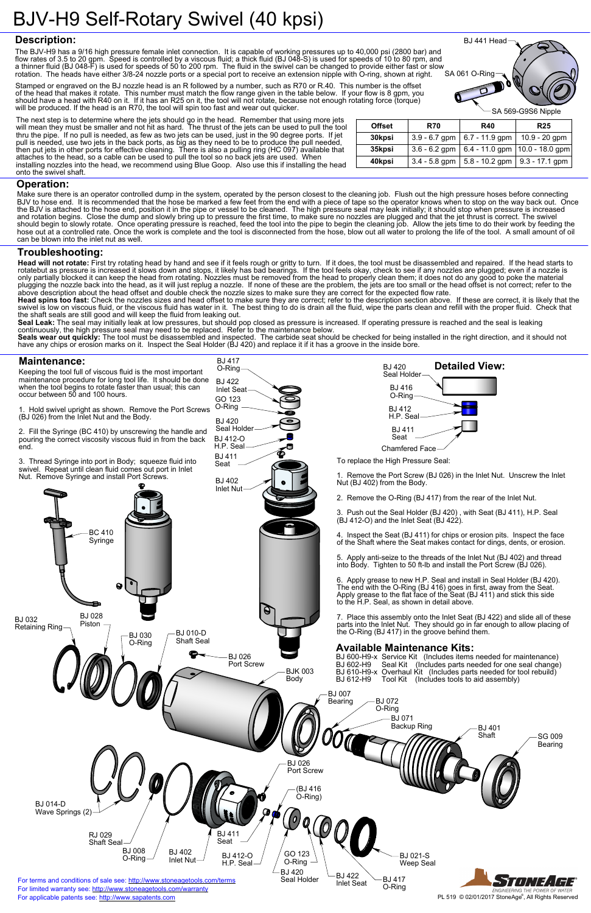# BJV-H9 Self-Rotary Swivel (40 kpsi)

## Description:

The BJV-H9 has a 9/16 high pressure female inlet connection. It is capable of working pressures up to 40,000 psi (2800 bar) and flow rates of 3.5 to 20 gpm. Speed is controlled by a viscous fluid; a thick fluid (BJ 048-S) is used for speeds of 10 to 80 rpm, and a thinner fluid (BJ 048-F) is used for speeds of 50 to 200 rpm. The fluid in the swivel can be changed to provide either fast or slow rotation. The heads have either 3/8-24 nozzle ports or a special port to receive an extension nipple with O-ring, shown at right.

Stamped or engraved on the BJ nozzle head is an R followed by a number, such as R70 or R.40. This number is the offset of the head that makes it rotate. This number must match the flow range given in the table below. If your flow is 8 gpm, you should have a head with R40 on it. If it has an R25 on it, the tool will not rotate, because not enough rotating force (torque) will be produced. If the head is an R70, the tool will spin too fast and wear out quicker.

The next step is to determine where the jets should go in the head. Remember that using more jets will mean they must be smaller and not hit as hard. The thrust of the jets can be used to pull the tool thru the pipe. If no pull is needed, as few as two jets can be used, just in the 90 degree ports. If jet pull is needed, use two jets in the back ports, as big as they need to be to produce the pull needed, then put jets in other ports for effective cleaning. There is also a pulling ring (HC 097) available that attaches to the head, so a cable can be used to pull the tool so no back jets are used. When installing nozzles into the head, we recommend using Blue Goop. Also use this if installing the head onto the swivel shaft.

BJ 441 Head
SA 061 O-Ring
SA 569-G9S6 Nipple

| Offset | R70 | R40 | R25 |
|---|---|---|---|
| 30kpsi | 3.9 - 6.7 gpm | 6.7 - 11.9 gpm | 10.9 - 20 gpm |
| 35kpsi | 3.6 - 6.2 gpm | 6.4 - 11.0 gpm | 10.0 - 18.0 gpm |
| 40kpsi | 3.4 - 5.8 gpm | 5.8 - 10.2 gpm | 9.3 - 17.1 gpm |

## Operation:

Make sure there is an operator controlled dump in the system, operated by the person closest to the cleaning job. Flush out the high pressure hoses before connecting BJV to hose end. It is recommended that the hose be marked a few feet from the end with a piece of tape so the operator knows when to stop on the way back out. Once the BJV is attached to the hose end, position it in the pipe or vessel to be cleaned. The high pressure seal may leak initially; it should stop when pressure is increased and rotation begins. Close the dump and slowly bring up to pressure the first time, to make sure no nozzles are plugged and that the jet thrust is correct. The swivel should begin to slowly rotate. Once operating pressure is reached, feed the tool into the pipe to begin the cleaning job. Allow the jets time to do their work by feeding the hose out at a controlled rate. Once the work is complete and the tool is disconnected from the hose, blow out all water to prolong the life of the tool. A small amount of oil can be blown into the inlet nut as well.

## Troubleshooting:

**Head will not rotate:** First try rotating head by hand and see if it feels rough or gritty to turn. If it does, the tool must be disassembled and repaired. If the head starts to rotatebut as pressure is increased it slows down and stops, it likely has bad bearings. If the tool feels okay, check to see if any nozzles are plugged; even if a nozzle is only partially blocked it can keep the head from rotating. Nozzles must be removed from the head to properly clean them; it does not do any good to poke the material plugging the nozzle back into the head, as it will just replug a nozzle. If none of these are the problem, the jets are too small or the head offset is not correct; refer to the above description about the head offset and double check the nozzle sizes to make sure they are correct for the expected flow rate.
**Head spins too fast:** Check the nozzles sizes and head offset to make sure they are correct; refer to the description section above. If these are correct, it is likely that the swivel is low on viscous fluid, or the viscous fluid has water in it. The best thing to do is drain all the fluid, wipe the parts clean and refill with the proper fluid. Check that the shaft seals are still good and will keep the fluid from leaking out.
**Seal Leak:** The seal may initially leak at low pressures, but should pop closed as pressure is increased. If operating pressure is reached and the seal is leaking continuously, the high pressure seal may need to be replaced. Refer to the maintenance below.
**Seals wear out quickly:** The tool must be disassembled and inspected. The carbide seat should be checked for being installed in the right direction, and it should not have any chips or erosion marks on it. Inspect the Seal Holder (BJ 420) and replace it if it has a groove in the inside bore.

## Maintenance:

Keeping the tool full of viscous fluid is the most important maintenance procedure for long tool life. It should be done when the tool begins to rotate faster than usual; this can occur between 50 and 100 hours.

1. Hold swivel upright as shown. Remove the Port Screws (BJ 026) from the Inlet Nut and the Body.

2. Fill the Syringe (BC 410) by unscrewing the handle and pouring the correct viscosity viscous fluid in from the back end.

3. Thread Syringe into port in Body; squeeze fluid into swivel. Repeat until clean fluid comes out port in Inlet Nut. Remove Syringe and install Port Screws.

BJ 417 O-Ring
BJ 422 Inlet Seat
GO 123 O-Ring
BJ 420 Seal Holder
BJ 412-O H.P. Seal
BJ 411 Seat
BJ 402 Inlet Nut
BC 410 Syringe
BJ 032 Retaining Ring
BJ 028 Piston
BJ 030 O-Ring
BJ 010-D Shaft Seal
BJ 026 Port Screw
BJK 003 Body
BJ 007 Bearing
BJ 072 O-Ring
BJ 071 Backup Ring
BJ 401 Shaft
SG 009 Bearing
BJ 014-D Wave Springs (2)
RJ 029 Shaft Seal
BJ 008 O-Ring
BJ 402 Inlet Nut
BJ 026 Port Screw
(BJ 416 O-Ring)
BJ 411 Seat
BJ 412-O H.P. Seal
GO 123 O-Ring
BJ 420 Seal Holder
BJ 422 Inlet Seat
BJ 417 O-Ring
BJ 021-S Weep Seal

### Detailed View:

BJ 420 Seal Holder
BJ 416 O-Ring
BJ 412 H.P. Seal
BJ 411 Seat
Chamfered Face

To replace the High Pressure Seal:

1. Remove the Port Screw (BJ 026) in the Inlet Nut. Unscrew the Inlet Nut (BJ 402) from the Body.

2. Remove the O-Ring (BJ 417) from the rear of the Inlet Nut.

3. Push out the Seal Holder (BJ 420) , with Seat (BJ 411), H.P. Seal (BJ 412-O) and the Inlet Seat (BJ 422).

4. Inspect the Seat (BJ 411) for chips or erosion pits. Inspect the face of the Shaft where the Seat makes contact for dings, dents, or erosion.

5. Apply anti-seize to the threads of the Inlet Nut (BJ 402) and thread into Body. Tighten to 50 ft-lb and install the Port Screw (BJ 026).

6. Apply grease to new H.P. Seal and install in Seal Holder (BJ 420). The end with the O-Ring (BJ 416) goes in first, away from the Seat. Apply grease to the flat face of the Seat (BJ 411) and stick this side to the H.P. Seal, as shown in detail above.

7. Place this assembly onto the Inlet Seat (BJ 422) and slide all of these parts into the Inlet Nut. They should go in far enough to allow placing of the O-Ring (BJ 417) in the groove behind them.

### Available Maintenance Kits:

BJ 600-H9-x Service Kit (Includes items needed for maintenance)
BJ 602-H9 Seal Kit (Includes parts needed for one seal change)
BJ 610-H9-x Overhaul Kit (Includes parts needed for tool rebuild)
BJ 612-H9 Tool Kit (Includes tools to aid assembly)

For terms and conditions of sale see: http://www.stoneagetools.com/terms
For limited warranty see: http://www.stoneagetools.com/warranty
For applicable patents see: http://www.sapatents.com

PL 519 © 02/01/2017 StoneAge®, All Rights Reserved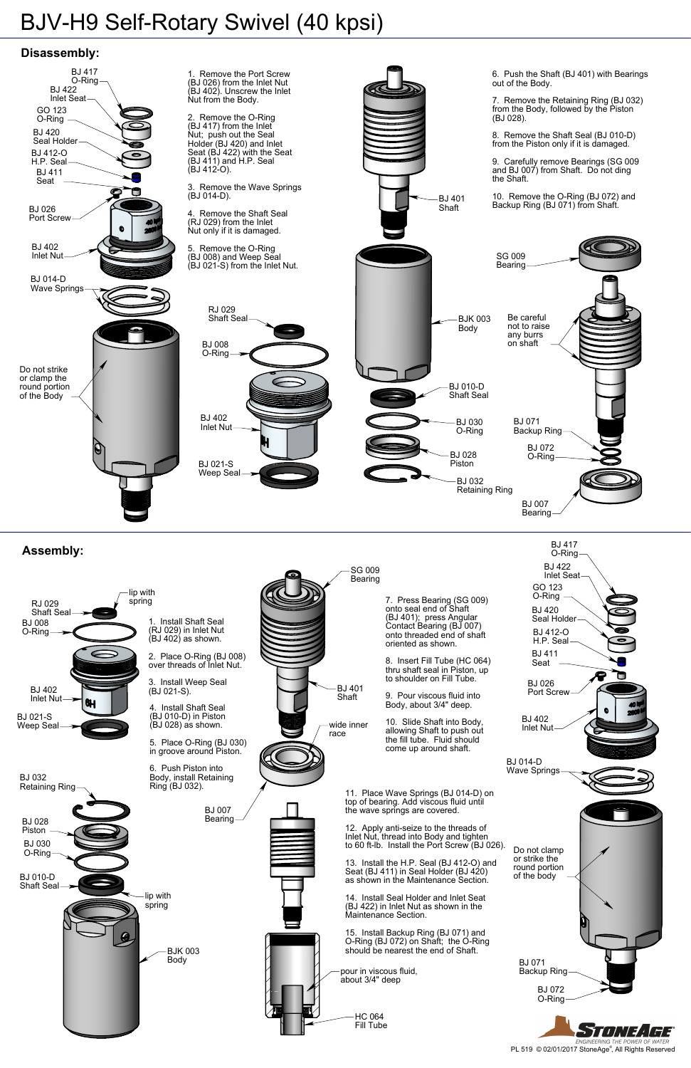# BJV-H9 Self-Rotary Swivel (40 kpsi)

## Disassembly:

1. Remove the Port Screw (BJ 026) from the Inlet Nut (BJ 402). Unscrew the Inlet Nut from the Body.
2. Remove the O-Ring (BJ 417) from the Inlet Nut; push out the Seal Holder (BJ 420) and Inlet Seat (BJ 422) with the Seat (BJ 411) and H.P. Seal (BJ 412-O).
3. Remove the Wave Springs (BJ 014-D).
4. Remove the Shaft Seal (RJ 029) from the Inlet Nut only if it is damaged.
5. Remove the O-Ring (BJ 008) and Weep Seal (BJ 021-S) from the Inlet Nut.
6. Push the Shaft (BJ 401) with Bearings out of the Body.
7. Remove the Retaining Ring (BJ 032) from the Body, followed by the Piston (BJ 028).
8. Remove the Shaft Seal (BJ 010-D) from the Piston only if it is damaged.
9. Carefully remove Bearings (SG 009 and BJ 007) from Shaft. Do not ding the Shaft.
10. Remove the O-Ring (BJ 072) and Backup Ring (BJ 071) from Shaft.

BJ 417 O-Ring
BJ 422 Inlet Seat
GO 123 O-Ring
BJ 420 Seal Holder
BJ 412-O H.P. Seal
BJ 411 Seat
BJ 026 Port Screw
BJ 402 Inlet Nut
BJ 014-D Wave Springs
Do not strike or clamp the round portion of the Body
BJ 401 Shaft
BJK 003 Body
RJ 029 Shaft Seal
BJ 008 O-Ring
BJ 402 Inlet Nut
BJ 021-S Weep Seal
BJ 010-D Shaft Seal
BJ 030 O-Ring
BJ 028 Piston
BJ 032 Retaining Ring
SG 009 Bearing
Be careful not to raise any burrs on shaft
BJ 071 Backup Ring
BJ 072 O-Ring
BJ 007 Bearing

## Assembly:

1. Install Shaft Seal (RJ 029) in Inlet Nut (BJ 402) as shown.
2. Place O-Ring (BJ 008) over threads of Inlet Nut.
3. Install Weep Seal (BJ 021-S).
4. Install Shaft Seal (BJ 010-D) in Piston (BJ 028) as shown.
5. Place O-Ring (BJ 030) in groove around Piston.
6. Push Piston into Body, install Retaining Ring (BJ 032).
7. Press Bearing (SG 009) onto seal end of Shaft (BJ 401); press Angular Contact Bearing (BJ 007) onto threaded end of shaft oriented as shown.
8. Insert Fill Tube (HC 064) thru shaft seal in Piston, up to shoulder on Fill Tube.
9. Pour viscous fluid into Body, about 3/4" deep.
10. Slide Shaft into Body, allowing Shaft to push out the fill tube. Fluid should come up around shaft.
11. Place Wave Springs (BJ 014-D) on top of bearing. Add viscous fluid until the wave springs are covered.
12. Apply anti-seize to the threads of Inlet Nut, thread into Body and tighten to 60 ft-lb. Install the Port Screw (BJ 026).
13. Install the H.P. Seal (BJ 412-O) and Seat (BJ 411) in Seal Holder (BJ 420) as shown in the Maintenance Section.
14. Install Seal Holder and Inlet Seat (BJ 422) in Inlet Nut as shown in the Maintenance Section.
15. Install Backup Ring (BJ 071) and O-Ring (BJ 072) on Shaft; the O-Ring should be nearest the end of Shaft.

RJ 029 Shaft Seal
lip with spring
BJ 008 O-Ring
BJ 402 Inlet Nut
BJ 021-S Weep Seal
BJ 032 Retaining Ring
BJ 028 Piston
BJ 030 O-Ring
BJ 010-D Shaft Seal
lip with spring
BJK 003 Body
SG 009 Bearing
BJ 401 Shaft
wide inner race
BJ 007 Bearing
pour in viscous fluid, about 3/4" deep
HC 064 Fill Tube
BJ 417 O-Ring
BJ 422 Inlet Seat
GO 123 O-Ring
BJ 420 Seal Holder
BJ 412-O H.P. Seal
BJ 411 Seat
BJ 026 Port Screw
BJ 402 Inlet Nut
BJ 014-D Wave Springs
Do not clamp or strike the round portion of the body
BJ 071 Backup Ring
BJ 072 O-Ring

StoneAge — ENGINEERING THE POWER OF WATER
PL 519 © 02/01/2017 StoneAge®, All Rights Reserved